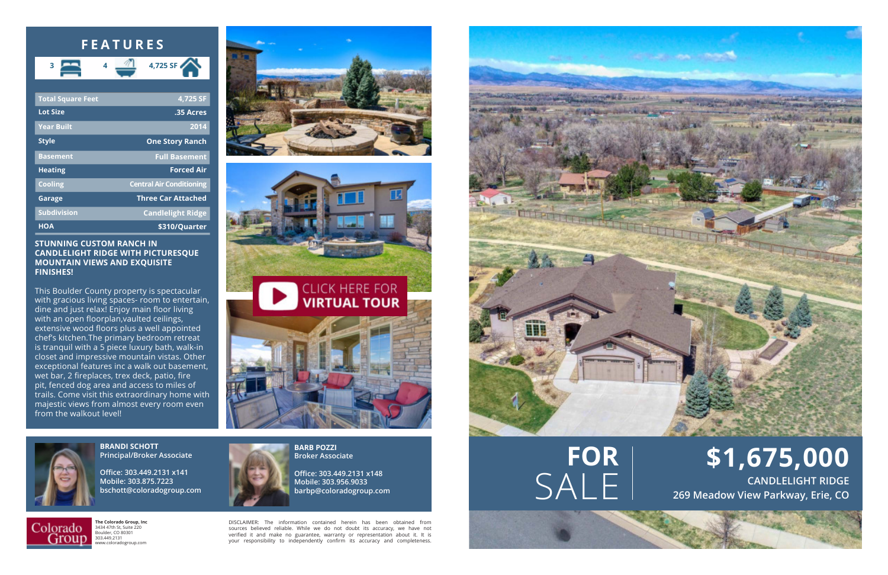# FEATURES

3 | 4 | 4,725 SF

| Total Square Feet | 4,725 SF |
|---|---|
| Lot Size | .35 Acres |
| Year Built | 2014 |
| Style | One Story Ranch |
| Basement | Full Basement |
| Heating | Forced Air |
| Cooling | Central Air Conditioning |
| Garage | Three Car Attached |
| Subdivision | Candlelight Ridge |
| HOA | $310/Quarter |

**STUNNING CUSTOM RANCH IN CANDLELIGHT RIDGE WITH PICTURESQUE MOUNTAIN VIEWS AND EXQUISITE FINISHES!**

This Boulder County property is spectacular with gracious living spaces- room to entertain, dine and just relax! Enjoy main floor living with an open floorplan,vaulted ceilings, extensive wood floors plus a well appointed chef's kitchen.The primary bedroom retreat is tranquil with a 5 piece luxury bath, walk-in closet and impressive mountain vistas. Other exceptional features inc a walk out basement, wet bar, 2 fireplaces, trex deck, patio, fire pit, fenced dog area and access to miles of trails. Come visit this extraordinary home with majestic views from almost every room even from the walkout level!

CLICK HERE FOR **VIRTUAL TOUR**

**BRANDI SCHOTT**
Principal/Broker Associate

Office: 303.449.2131 x141
Mobile: 303.875.7223
bschott@coloradogroup.com

**BARB POZZI**
Broker Associate

Office: 303.449.2131 x148
Mobile: 303.956.9033
barbp@coloradogroup.com

Colorado Group

**The Colorado Group, Inc**
3434 47th St, Suite 220
Boulder, CO 80301
303.449.2131
www.coloradogroup.com

DISCLAIMER: The information contained herein has been obtained from sources believed reliable. While we do not doubt its accuracy, we have not verified it and make no guarantee, warranty or representation about it. It is your responsibility to independently confirm its accuracy and completeness.

**FOR** SALE

# $1,675,000

**CANDLELIGHT RIDGE**
**269 Meadow View Parkway, Erie, CO**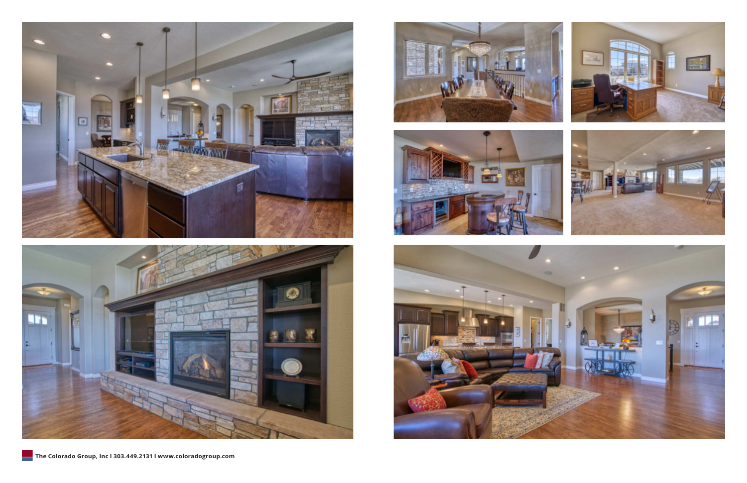The Colorado Group, Inc I 303.449.2131 I www.coloradogroup.com